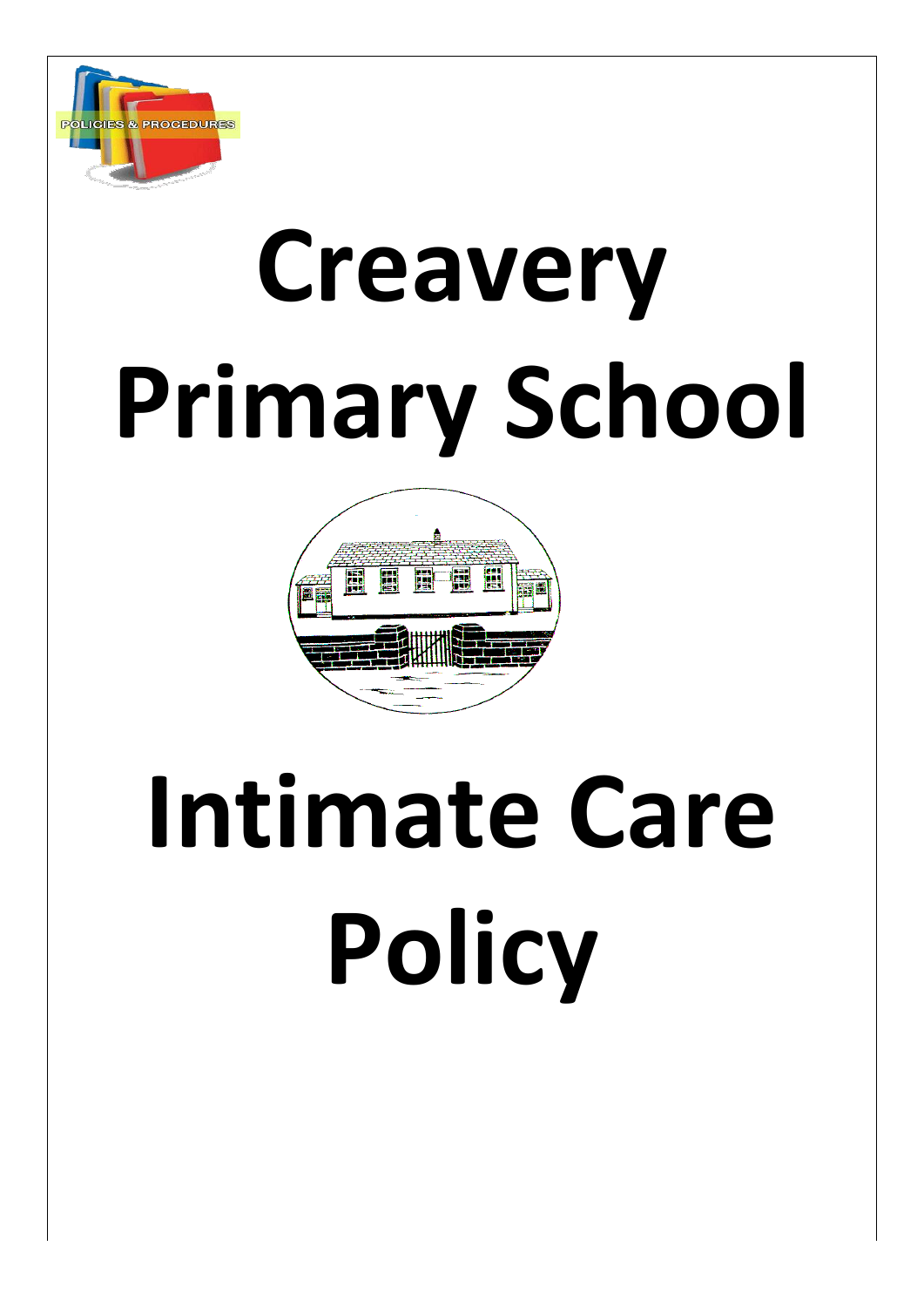# Creavery Primary School

# Intimate Care Policy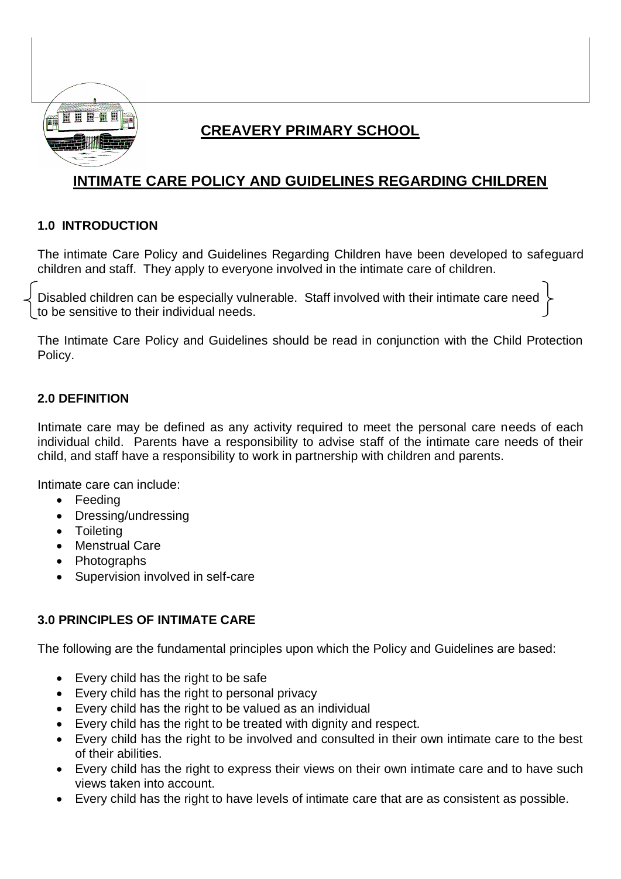## CREAVERY PRIMARY SCHOOL

# INTIMATE CARE POLICY AND GUIDELINES REGARDING CHILDREN

### 1.0 INTRODUCTION

The intimate Care Policy and Guidelines Regarding Children have been developed to safeguard children and staff. They apply to everyone involved in the intimate care of children.

Disabled children can be especially vulnerable. Staff involved with their intimate care need to be sensitive to their individual needs.

The Intimate Care Policy and Guidelines should be read in conjunction with the Child Protection Policy.

### 2.0 DEFINITION

Intimate care may be defined as any activity required to meet the personal care needs of each individual child. Parents have a responsibility to advise staff of the intimate care needs of their child, and staff have a responsibility to work in partnership with children and parents.

Intimate care can include:

- Feeding
- Dressing/undressing
- Toileting
- Menstrual Care
- Photographs
- Supervision involved in self-care

### 3.0 PRINCIPLES OF INTIMATE CARE

The following are the fundamental principles upon which the Policy and Guidelines are based:

- Every child has the right to be safe
- Every child has the right to personal privacy
- Every child has the right to be valued as an individual
- Every child has the right to be treated with dignity and respect.
- Every child has the right to be involved and consulted in their own intimate care to the best of their abilities.
- Every child has the right to express their views on their own intimate care and to have such views taken into account.
- Every child has the right to have levels of intimate care that are as consistent as possible.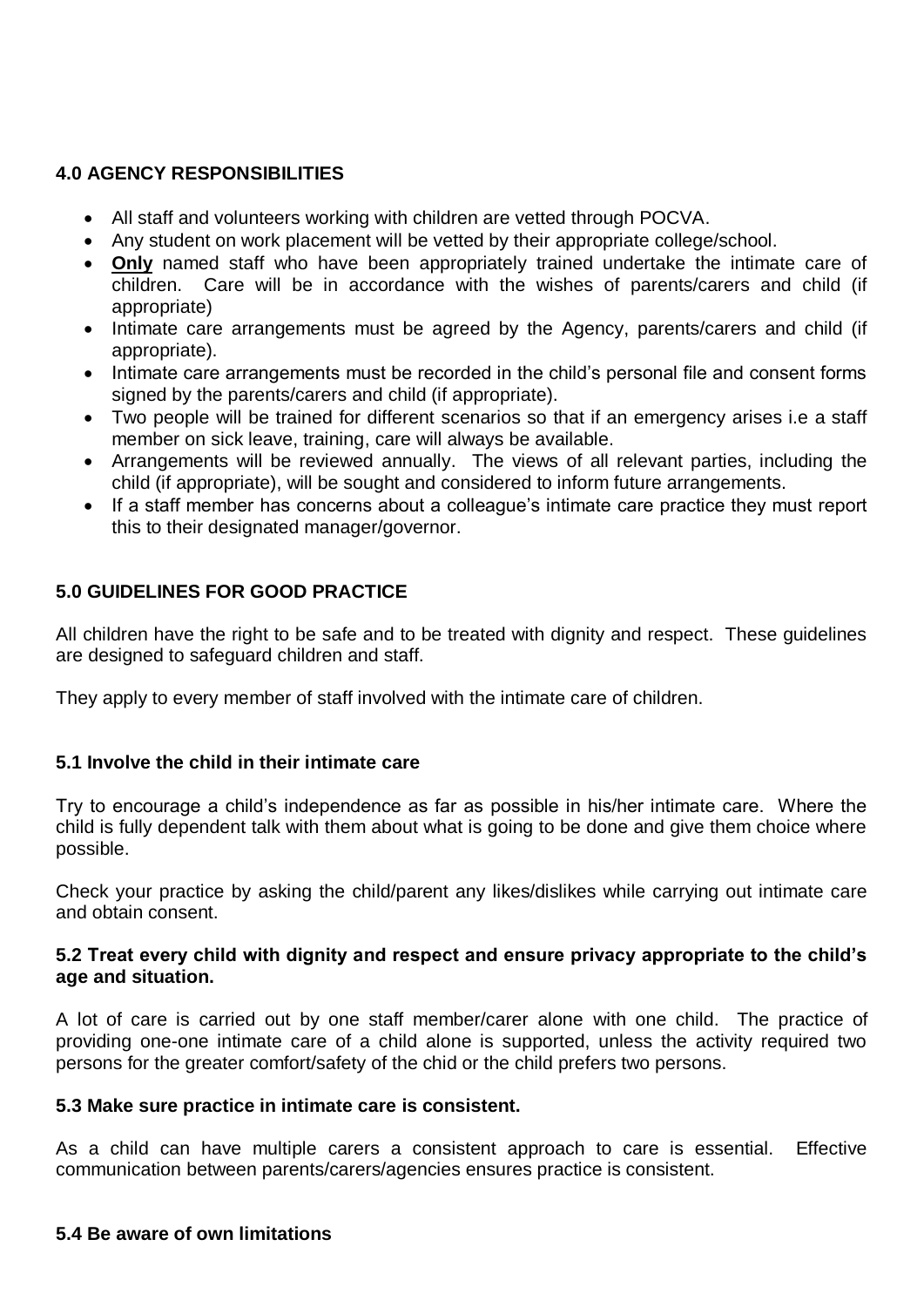**4.0 AGENCY RESPONSIBILITIES**

- All staff and volunteers working with children are vetted through POCVA.
- Any student on work placement will be vetted by their appropriate college/school.
- **Only** named staff who have been appropriately trained undertake the intimate care of children. Care will be in accordance with the wishes of parents/carers and child (if appropriate)
- Intimate care arrangements must be agreed by the Agency, parents/carers and child (if appropriate).
- Intimate care arrangements must be recorded in the child's personal file and consent forms signed by the parents/carers and child (if appropriate).
- Two people will be trained for different scenarios so that if an emergency arises i.e a staff member on sick leave, training, care will always be available.
- Arrangements will be reviewed annually. The views of all relevant parties, including the child (if appropriate), will be sought and considered to inform future arrangements.
- If a staff member has concerns about a colleague's intimate care practice they must report this to their designated manager/governor.

**5.0 GUIDELINES FOR GOOD PRACTICE**

All children have the right to be safe and to be treated with dignity and respect. These guidelines are designed to safeguard children and staff.

They apply to every member of staff involved with the intimate care of children.

**5.1 Involve the child in their intimate care**

Try to encourage a child's independence as far as possible in his/her intimate care. Where the child is fully dependent talk with them about what is going to be done and give them choice where possible.

Check your practice by asking the child/parent any likes/dislikes while carrying out intimate care and obtain consent.

**5.2 Treat every child with dignity and respect and ensure privacy appropriate to the child's age and situation.**

A lot of care is carried out by one staff member/carer alone with one child. The practice of providing one-one intimate care of a child alone is supported, unless the activity required two persons for the greater comfort/safety of the chid or the child prefers two persons.

**5.3 Make sure practice in intimate care is consistent.**

As a child can have multiple carers a consistent approach to care is essential. Effective communication between parents/carers/agencies ensures practice is consistent.

**5.4 Be aware of own limitations**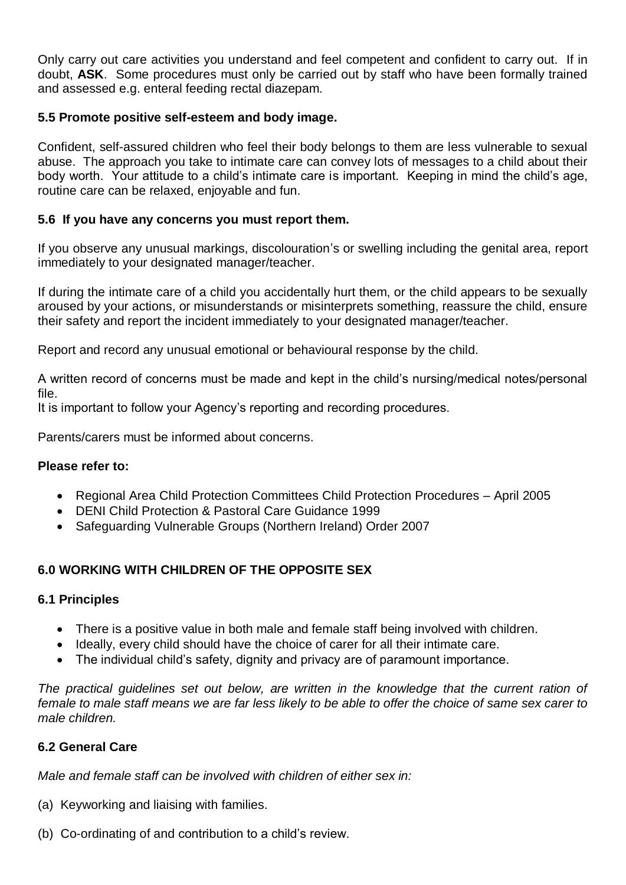Only carry out care activities you understand and feel competent and confident to carry out. If in doubt, **ASK**. Some procedures must only be carried out by staff who have been formally trained and assessed e.g. enteral feeding rectal diazepam.

### 5.5 Promote positive self-esteem and body image.

Confident, self-assured children who feel their body belongs to them are less vulnerable to sexual abuse. The approach you take to intimate care can convey lots of messages to a child about their body worth. Your attitude to a child's intimate care is important. Keeping in mind the child's age, routine care can be relaxed, enjoyable and fun.

### 5.6 If you have any concerns you must report them.

If you observe any unusual markings, discolouration's or swelling including the genital area, report immediately to your designated manager/teacher.

If during the intimate care of a child you accidentally hurt them, or the child appears to be sexually aroused by your actions, or misunderstands or misinterprets something, reassure the child, ensure their safety and report the incident immediately to your designated manager/teacher.

Report and record any unusual emotional or behavioural response by the child.

A written record of concerns must be made and kept in the child's nursing/medical notes/personal file.
It is important to follow your Agency's reporting and recording procedures.

Parents/carers must be informed about concerns.

**Please refer to:**

- Regional Area Child Protection Committees Child Protection Procedures – April 2005
- DENI Child Protection & Pastoral Care Guidance 1999
- Safeguarding Vulnerable Groups (Northern Ireland) Order 2007

## 6.0 WORKING WITH CHILDREN OF THE OPPOSITE SEX

### 6.1 Principles

- There is a positive value in both male and female staff being involved with children.
- Ideally, every child should have the choice of carer for all their intimate care.
- The individual child's safety, dignity and privacy are of paramount importance.

*The practical guidelines set out below, are written in the knowledge that the current ration of female to male staff means we are far less likely to be able to offer the choice of same sex carer to male children.*

### 6.2 General Care

*Male and female staff can be involved with children of either sex in:*

(a) Keyworking and liaising with families.

(b) Co-ordinating of and contribution to a child's review.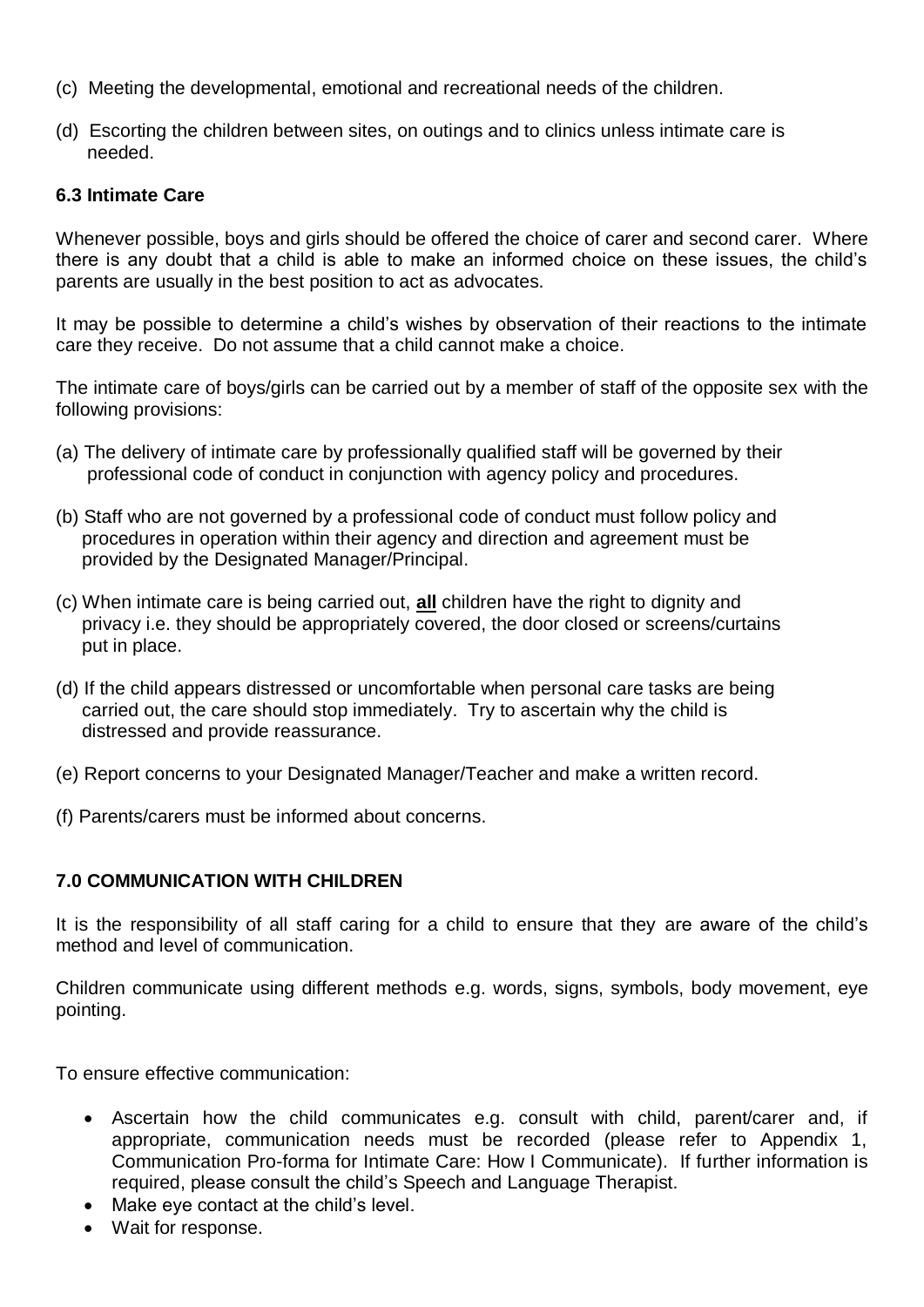(c) Meeting the developmental, emotional and recreational needs of the children.

(d) Escorting the children between sites, on outings and to clinics unless intimate care is needed.

### 6.3 Intimate Care

Whenever possible, boys and girls should be offered the choice of carer and second carer. Where there is any doubt that a child is able to make an informed choice on these issues, the child's parents are usually in the best position to act as advocates.

It may be possible to determine a child's wishes by observation of their reactions to the intimate care they receive. Do not assume that a child cannot make a choice.

The intimate care of boys/girls can be carried out by a member of staff of the opposite sex with the following provisions:

(a) The delivery of intimate care by professionally qualified staff will be governed by their professional code of conduct in conjunction with agency policy and procedures.

(b) Staff who are not governed by a professional code of conduct must follow policy and procedures in operation within their agency and direction and agreement must be provided by the Designated Manager/Principal.

(c) When intimate care is being carried out, **all** children have the right to dignity and privacy i.e. they should be appropriately covered, the door closed or screens/curtains put in place.

(d) If the child appears distressed or uncomfortable when personal care tasks are being carried out, the care should stop immediately. Try to ascertain why the child is distressed and provide reassurance.

(e) Report concerns to your Designated Manager/Teacher and make a written record.

(f) Parents/carers must be informed about concerns.

## 7.0 COMMUNICATION WITH CHILDREN

It is the responsibility of all staff caring for a child to ensure that they are aware of the child's method and level of communication.

Children communicate using different methods e.g. words, signs, symbols, body movement, eye pointing.

To ensure effective communication:

- Ascertain how the child communicates e.g. consult with child, parent/carer and, if appropriate, communication needs must be recorded (please refer to Appendix 1, Communication Pro-forma for Intimate Care: How I Communicate). If further information is required, please consult the child's Speech and Language Therapist.
- Make eye contact at the child's level.
- Wait for response.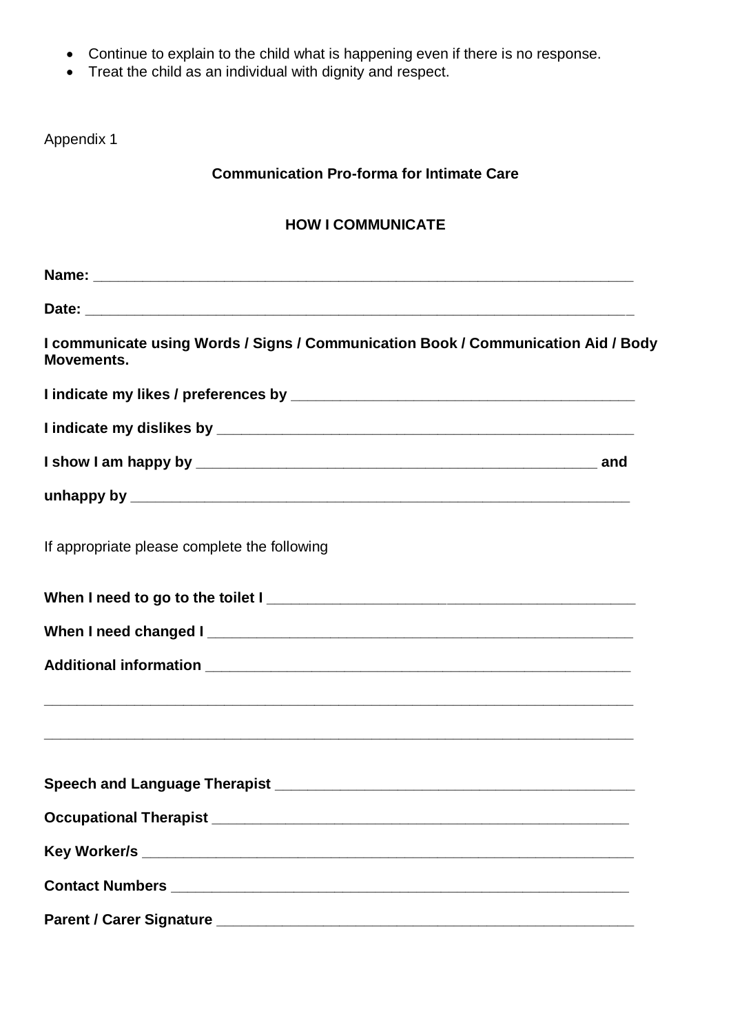- Continue to explain to the child what is happening even if there is no response.
- Treat the child as an individual with dignity and respect.

Appendix 1

**Communication Pro-forma for Intimate Care**

**HOW I COMMUNICATE**

**Name:** ___________________________________________________________________

**Date:** ____________________________________________________________________

**I communicate using Words / Signs / Communication Book / Communication Aid / Body Movements.**

**I indicate my likes / preferences by** ________________________________________

**I indicate my dislikes by** _______________________________________________

**I show I am happy by** _______________________________________________ **and**

**unhappy by** ______________________________________________________________

If appropriate please complete the following

**When I need to go to the toilet I** _______________________________________________

**When I need changed I** _______________________________________________________

**Additional information** _______________________________________________________

_______________________________________________________________________________

_______________________________________________________________________________

**Speech and Language Therapist** ________________________________________________

**Occupational Therapist** ______________________________________________________

**Key Worker/s** _______________________________________________________________

**Contact Numbers** ____________________________________________________________

**Parent / Carer Signature** _____________________________________________________